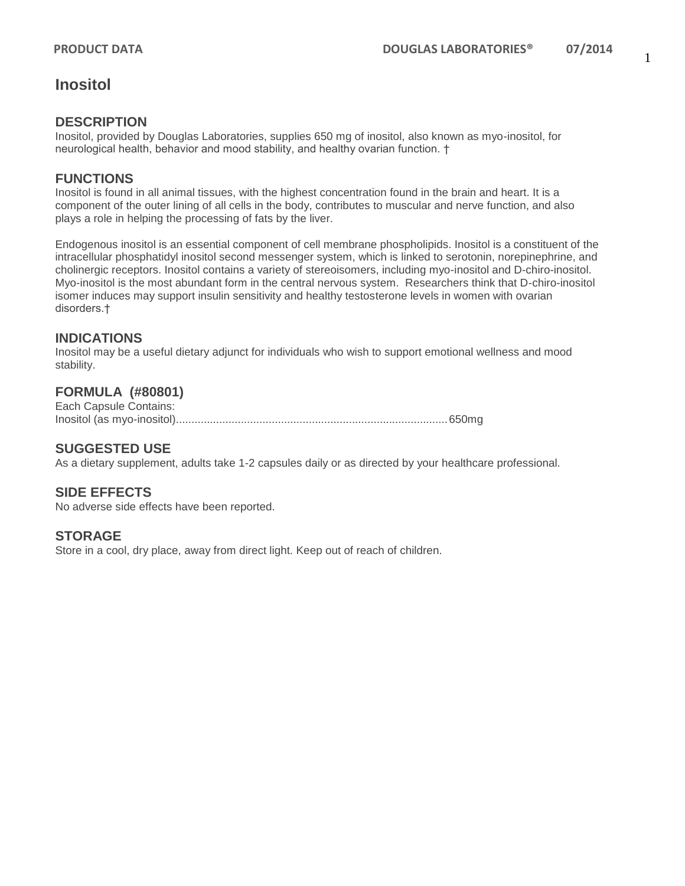# Inositol

## DESCRIPTION

Inositol, provided by Douglas Laboratories, supplies 650 mg of inositol, also known as myo-inositol, for neurological health, behavior and mood stability, and healthy ovarian function. †

## FUNCTIONS

Inositol is found in all animal tissues, with the highest concentration found in the brain and heart. It is a component of the outer lining of all cells in the body, contributes to muscular and nerve function, and also plays a role in helping the processing of fats by the liver.

Endogenous inositol is an essential component of cell membrane phospholipids. Inositol is a constituent of the intracellular phosphatidyl inositol second messenger system, which is linked to serotonin, norepinephrine, and cholinergic receptors. Inositol contains a variety of stereoisomers, including myo-inositol and D-chiro-inositol. Myo-inositol is the most abundant form in the central nervous system. Researchers think that D-chiro-inositol isomer induces may support insulin sensitivity and healthy testosterone levels in women with ovarian disorders.†

## INDICATIONS

Inositol may be a useful dietary adjunct for individuals who wish to support emotional wellness and mood stability.

## FORMULA (#80801)

Each Capsule Contains:

Inositol (as myo-inositol)........................................................................................650mg

## SUGGESTED USE

As a dietary supplement, adults take 1-2 capsules daily or as directed by your healthcare professional.

## SIDE EFFECTS

No adverse side effects have been reported.

## STORAGE

Store in a cool, dry place, away from direct light. Keep out of reach of children.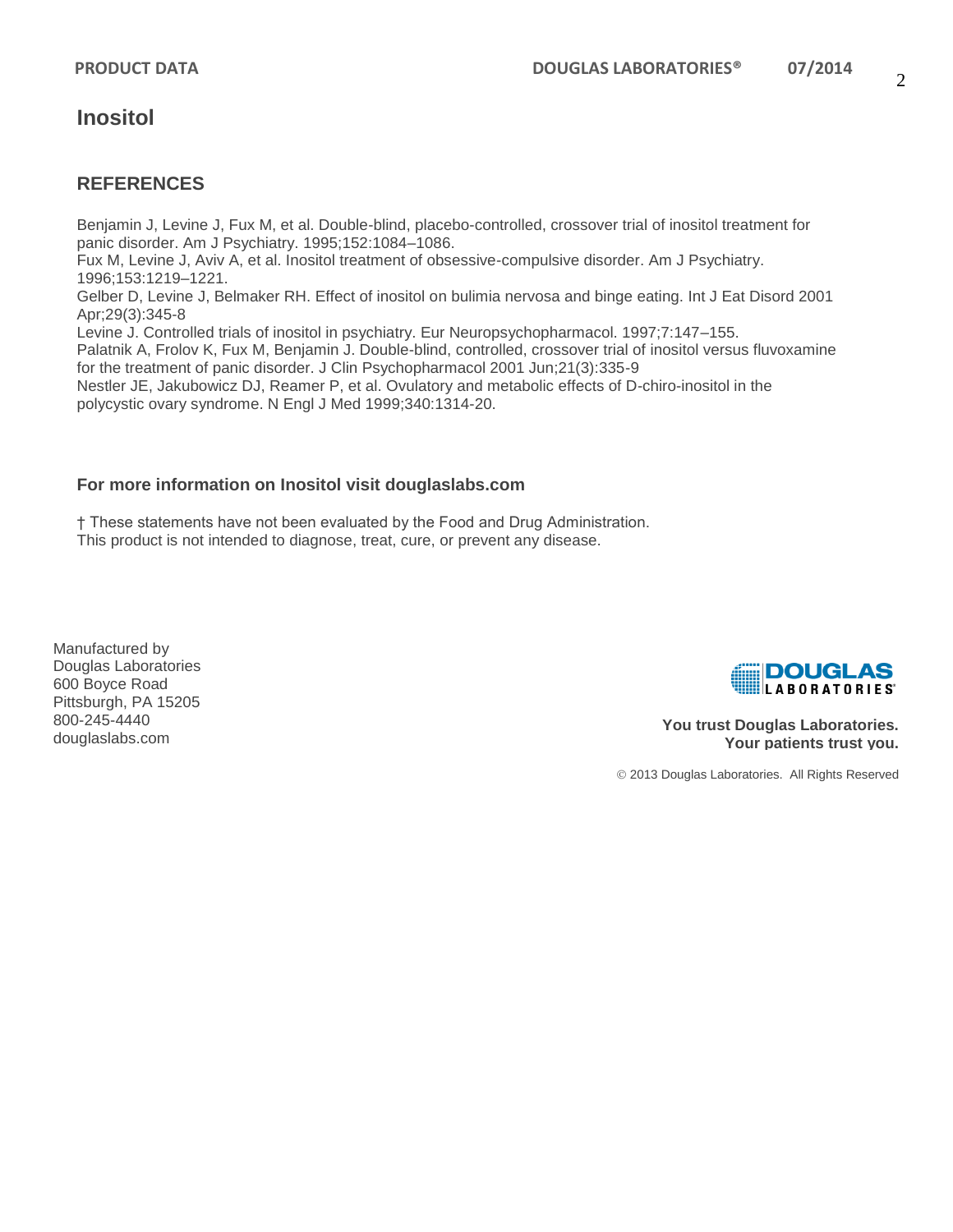# Inositol

## REFERENCES

Benjamin J, Levine J, Fux M, et al. Double-blind, placebo-controlled, crossover trial of inositol treatment for panic disorder. Am J Psychiatry. 1995;152:1084–1086.

Fux M, Levine J, Aviv A, et al. Inositol treatment of obsessive-compulsive disorder. Am J Psychiatry. 1996;153:1219–1221.

Gelber D, Levine J, Belmaker RH. Effect of inositol on bulimia nervosa and binge eating. Int J Eat Disord 2001 Apr;29(3):345-8

Levine J. Controlled trials of inositol in psychiatry. Eur Neuropsychopharmacol. 1997;7:147–155.

Palatnik A, Frolov K, Fux M, Benjamin J. Double-blind, controlled, crossover trial of inositol versus fluvoxamine for the treatment of panic disorder. J Clin Psychopharmacol 2001 Jun;21(3):335-9

Nestler JE, Jakubowicz DJ, Reamer P, et al. Ovulatory and metabolic effects of D-chiro-inositol in the polycystic ovary syndrome. N Engl J Med 1999;340:1314-20.

**For more information on Inositol visit douglaslabs.com**

† These statements have not been evaluated by the Food and Drug Administration.
This product is not intended to diagnose, treat, cure, or prevent any disease.

Manufactured by
Douglas Laboratories
600 Boyce Road
Pittsburgh, PA 15205
800-245-4440
douglaslabs.com

DOUGLAS LABORATORIES®

**You trust Douglas Laboratories.**
**Your patients trust you.**

© 2013 Douglas Laboratories. All Rights Reserved